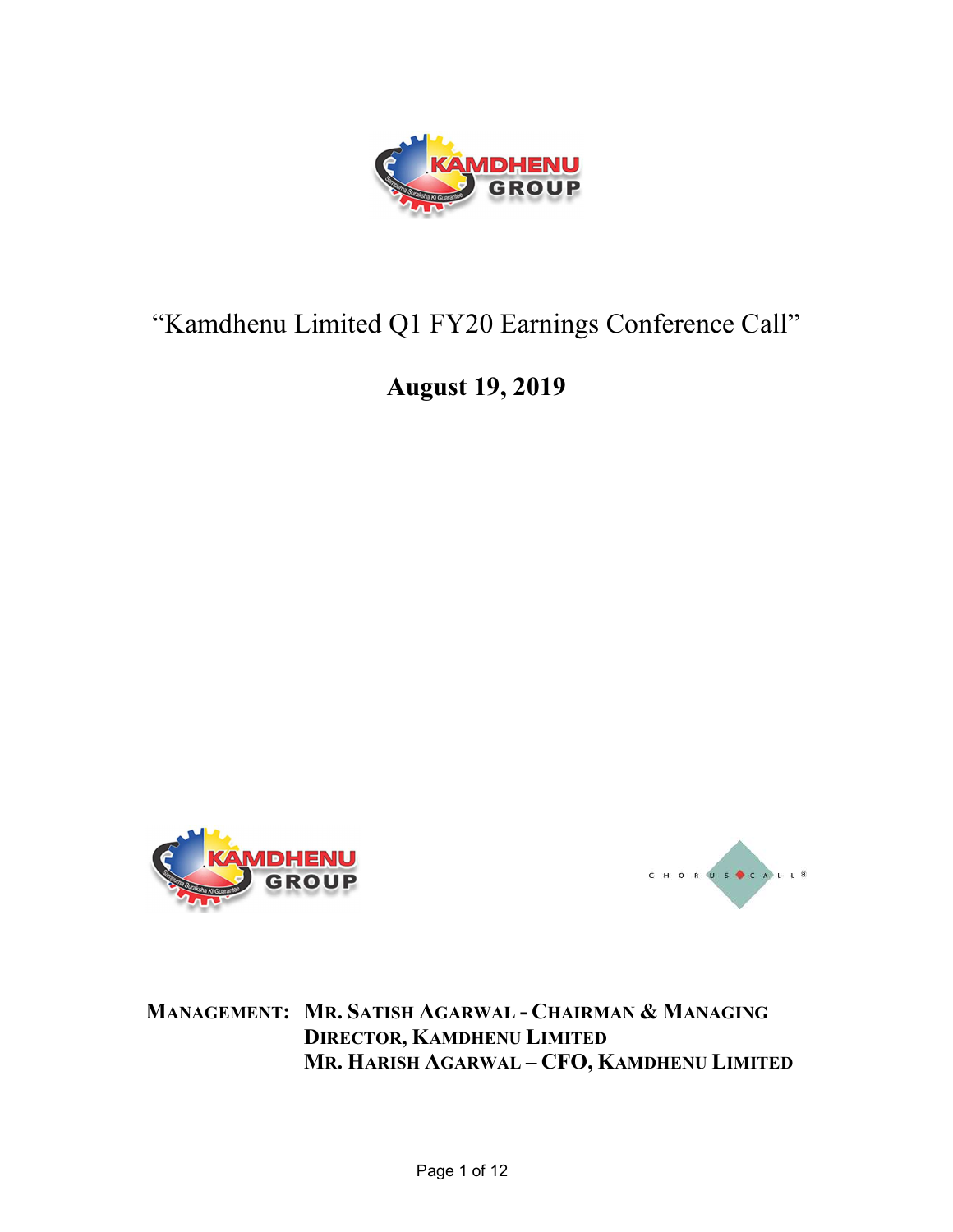# "Kamdhenu Limited Q1 FY20 Earnings Conference Call"

## August 19, 2019

**MANAGEMENT: MR. SATISH AGARWAL - CHAIRMAN & MANAGING DIRECTOR, KAMDHENU LIMITED**
**MR. HARISH AGARWAL – CFO, KAMDHENU LIMITED**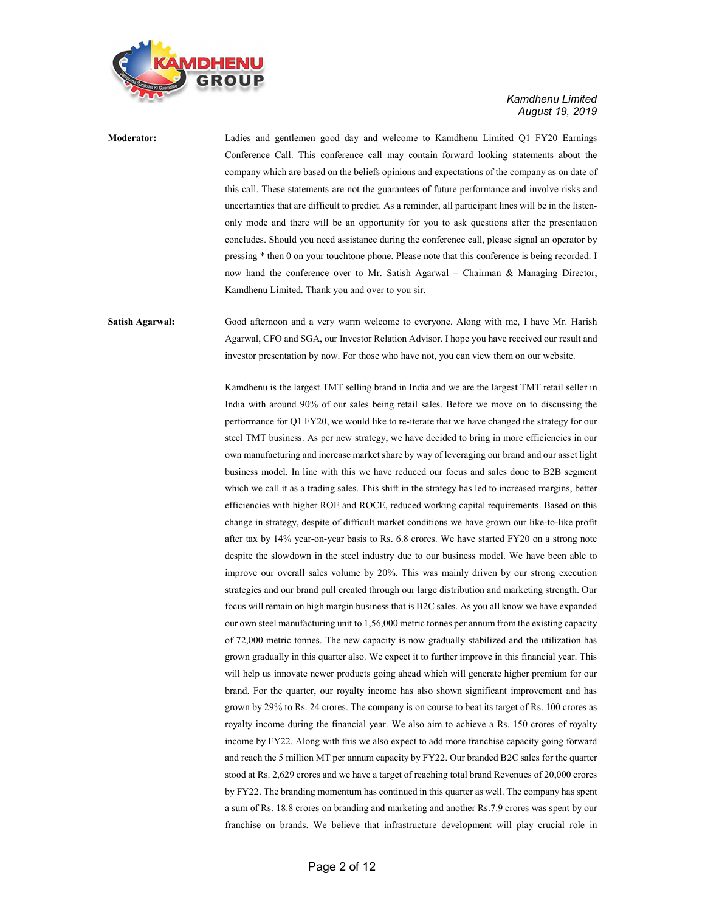**Moderator:** Ladies and gentlemen good day and welcome to Kamdhenu Limited Q1 FY20 Earnings Conference Call. This conference call may contain forward looking statements about the company which are based on the beliefs opinions and expectations of the company as on date of this call. These statements are not the guarantees of future performance and involve risks and uncertainties that are difficult to predict. As a reminder, all participant lines will be in the listen-only mode and there will be an opportunity for you to ask questions after the presentation concludes. Should you need assistance during the conference call, please signal an operator by pressing * then 0 on your touchtone phone. Please note that this conference is being recorded. I now hand the conference over to Mr. Satish Agarwal – Chairman & Managing Director, Kamdhenu Limited. Thank you and over to you sir.

**Satish Agarwal:** Good afternoon and a very warm welcome to everyone. Along with me, I have Mr. Harish Agarwal, CFO and SGA, our Investor Relation Advisor. I hope you have received our result and investor presentation by now. For those who have not, you can view them on our website.

Kamdhenu is the largest TMT selling brand in India and we are the largest TMT retail seller in India with around 90% of our sales being retail sales. Before we move on to discussing the performance for Q1 FY20, we would like to re-iterate that we have changed the strategy for our steel TMT business. As per new strategy, we have decided to bring in more efficiencies in our own manufacturing and increase market share by way of leveraging our brand and our asset light business model. In line with this we have reduced our focus and sales done to B2B segment which we call it as a trading sales. This shift in the strategy has led to increased margins, better efficiencies with higher ROE and ROCE, reduced working capital requirements. Based on this change in strategy, despite of difficult market conditions we have grown our like-to-like profit after tax by 14% year-on-year basis to Rs. 6.8 crores. We have started FY20 on a strong note despite the slowdown in the steel industry due to our business model. We have been able to improve our overall sales volume by 20%. This was mainly driven by our strong execution strategies and our brand pull created through our large distribution and marketing strength. Our focus will remain on high margin business that is B2C sales. As you all know we have expanded our own steel manufacturing unit to 1,56,000 metric tonnes per annum from the existing capacity of 72,000 metric tonnes. The new capacity is now gradually stabilized and the utilization has grown gradually in this quarter also. We expect it to further improve in this financial year. This will help us innovate newer products going ahead which will generate higher premium for our brand. For the quarter, our royalty income has also shown significant improvement and has grown by 29% to Rs. 24 crores. The company is on course to beat its target of Rs. 100 crores as royalty income during the financial year. We also aim to achieve a Rs. 150 crores of royalty income by FY22. Along with this we also expect to add more franchise capacity going forward and reach the 5 million MT per annum capacity by FY22. Our branded B2C sales for the quarter stood at Rs. 2,629 crores and we have a target of reaching total brand Revenues of 20,000 crores by FY22. The branding momentum has continued in this quarter as well. The company has spent a sum of Rs. 18.8 crores on branding and marketing and another Rs.7.9 crores was spent by our franchise on brands. We believe that infrastructure development will play crucial role in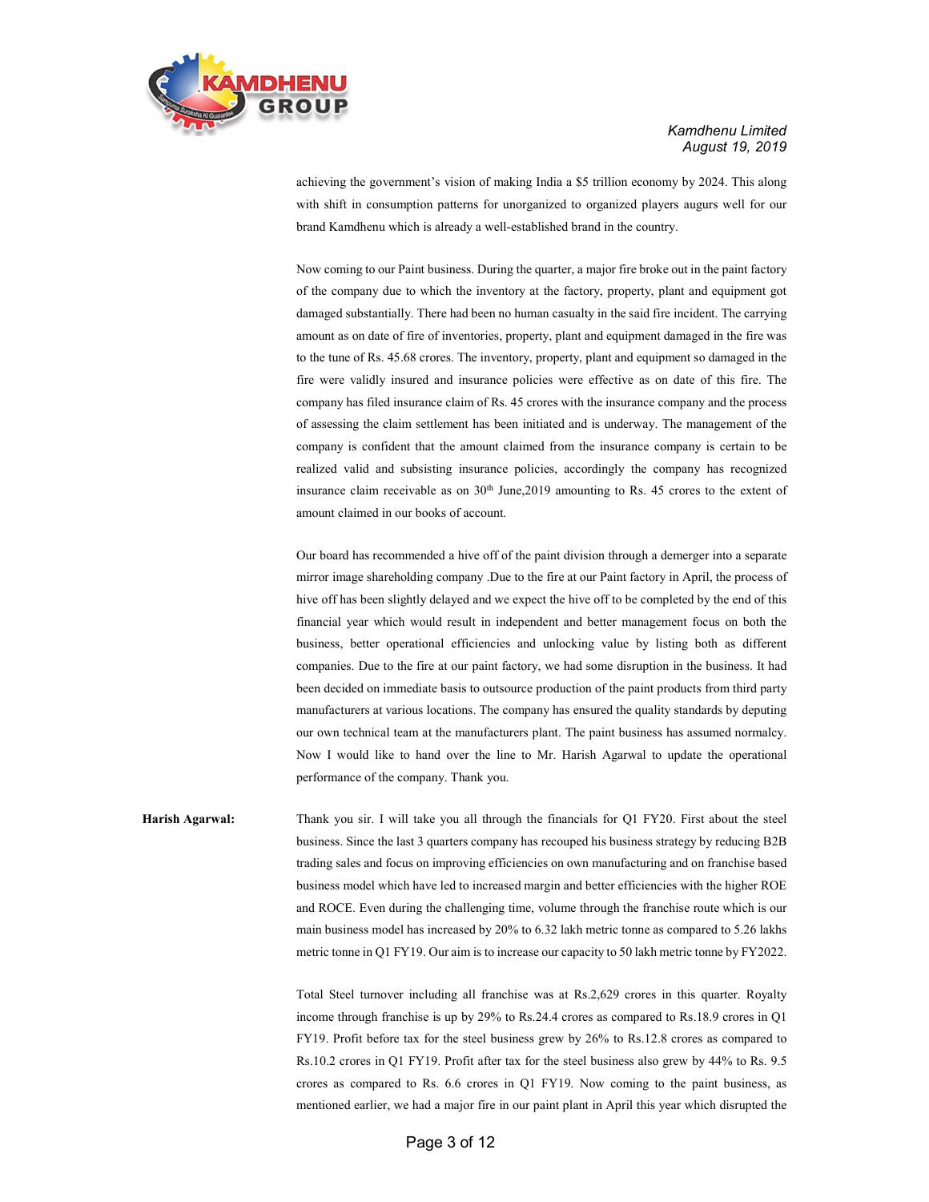achieving the government's vision of making India a $5 trillion economy by 2024. This along with shift in consumption patterns for unorganized to organized players augurs well for our brand Kamdhenu which is already a well-established brand in the country.

Now coming to our Paint business. During the quarter, a major fire broke out in the paint factory of the company due to which the inventory at the factory, property, plant and equipment got damaged substantially. There had been no human casualty in the said fire incident. The carrying amount as on date of fire of inventories, property, plant and equipment damaged in the fire was to the tune of Rs. 45.68 crores. The inventory, property, plant and equipment so damaged in the fire were validly insured and insurance policies were effective as on date of this fire. The company has filed insurance claim of Rs. 45 crores with the insurance company and the process of assessing the claim settlement has been initiated and is underway. The management of the company is confident that the amount claimed from the insurance company is certain to be realized valid and subsisting insurance policies, accordingly the company has recognized insurance claim receivable as on 30th June,2019 amounting to Rs. 45 crores to the extent of amount claimed in our books of account.

Our board has recommended a hive off of the paint division through a demerger into a separate mirror image shareholding company .Due to the fire at our Paint factory in April, the process of hive off has been slightly delayed and we expect the hive off to be completed by the end of this financial year which would result in independent and better management focus on both the business, better operational efficiencies and unlocking value by listing both as different companies. Due to the fire at our paint factory, we had some disruption in the business. It had been decided on immediate basis to outsource production of the paint products from third party manufacturers at various locations. The company has ensured the quality standards by deputing our own technical team at the manufacturers plant. The paint business has assumed normalcy. Now I would like to hand over the line to Mr. Harish Agarwal to update the operational performance of the company. Thank you.

**Harish Agarwal:** Thank you sir. I will take you all through the financials for Q1 FY20. First about the steel business. Since the last 3 quarters company has recouped his business strategy by reducing B2B trading sales and focus on improving efficiencies on own manufacturing and on franchise based business model which have led to increased margin and better efficiencies with the higher ROE and ROCE. Even during the challenging time, volume through the franchise route which is our main business model has increased by 20% to 6.32 lakh metric tonne as compared to 5.26 lakhs metric tonne in Q1 FY19. Our aim is to increase our capacity to 50 lakh metric tonne by FY2022.

Total Steel turnover including all franchise was at Rs.2,629 crores in this quarter. Royalty income through franchise is up by 29% to Rs.24.4 crores as compared to Rs.18.9 crores in Q1 FY19. Profit before tax for the steel business grew by 26% to Rs.12.8 crores as compared to Rs.10.2 crores in Q1 FY19. Profit after tax for the steel business also grew by 44% to Rs. 9.5 crores as compared to Rs. 6.6 crores in Q1 FY19. Now coming to the paint business, as mentioned earlier, we had a major fire in our paint plant in April this year which disrupted the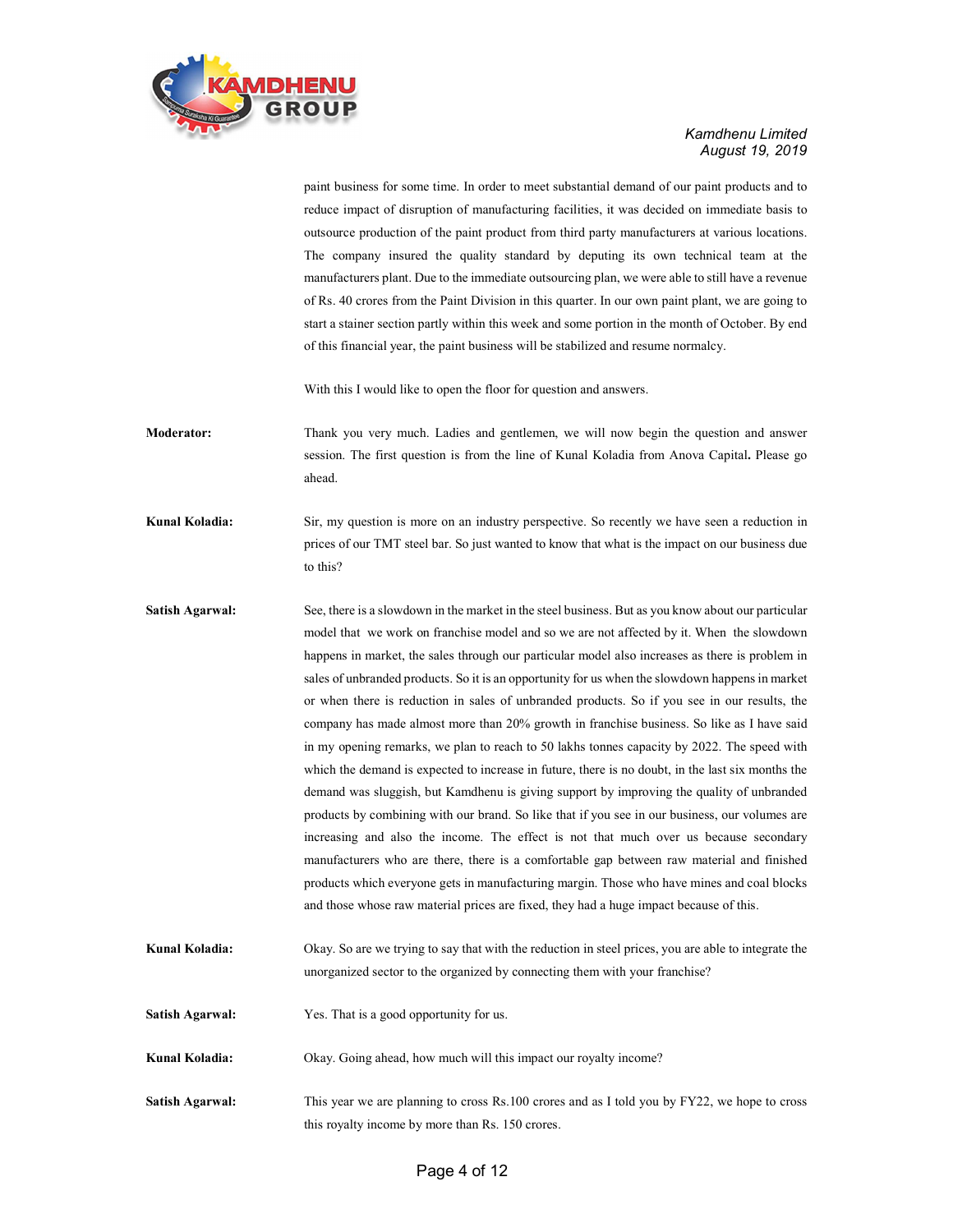paint business for some time. In order to meet substantial demand of our paint products and to reduce impact of disruption of manufacturing facilities, it was decided on immediate basis to outsource production of the paint product from third party manufacturers at various locations. The company insured the quality standard by deputing its own technical team at the manufacturers plant. Due to the immediate outsourcing plan, we were able to still have a revenue of Rs. 40 crores from the Paint Division in this quarter. In our own paint plant, we are going to start a stainer section partly within this week and some portion in the month of October. By end of this financial year, the paint business will be stabilized and resume normalcy.

With this I would like to open the floor for question and answers.

**Moderator:** Thank you very much. Ladies and gentlemen, we will now begin the question and answer session. The first question is from the line of Kunal Koladia from Anova Capital**.** Please go ahead.

**Kunal Koladia:** Sir, my question is more on an industry perspective. So recently we have seen a reduction in prices of our TMT steel bar. So just wanted to know that what is the impact on our business due to this?

**Satish Agarwal:** See, there is a slowdown in the market in the steel business. But as you know about our particular model that we work on franchise model and so we are not affected by it. When the slowdown happens in market, the sales through our particular model also increases as there is problem in sales of unbranded products. So it is an opportunity for us when the slowdown happens in market or when there is reduction in sales of unbranded products. So if you see in our results, the company has made almost more than 20% growth in franchise business. So like as I have said in my opening remarks, we plan to reach to 50 lakhs tonnes capacity by 2022. The speed with which the demand is expected to increase in future, there is no doubt, in the last six months the demand was sluggish, but Kamdhenu is giving support by improving the quality of unbranded products by combining with our brand. So like that if you see in our business, our volumes are increasing and also the income. The effect is not that much over us because secondary manufacturers who are there, there is a comfortable gap between raw material and finished products which everyone gets in manufacturing margin. Those who have mines and coal blocks and those whose raw material prices are fixed, they had a huge impact because of this.

**Kunal Koladia:** Okay. So are we trying to say that with the reduction in steel prices, you are able to integrate the unorganized sector to the organized by connecting them with your franchise?

**Satish Agarwal:** Yes. That is a good opportunity for us.

**Kunal Koladia:** Okay. Going ahead, how much will this impact our royalty income?

**Satish Agarwal:** This year we are planning to cross Rs.100 crores and as I told you by FY22, we hope to cross this royalty income by more than Rs. 150 crores.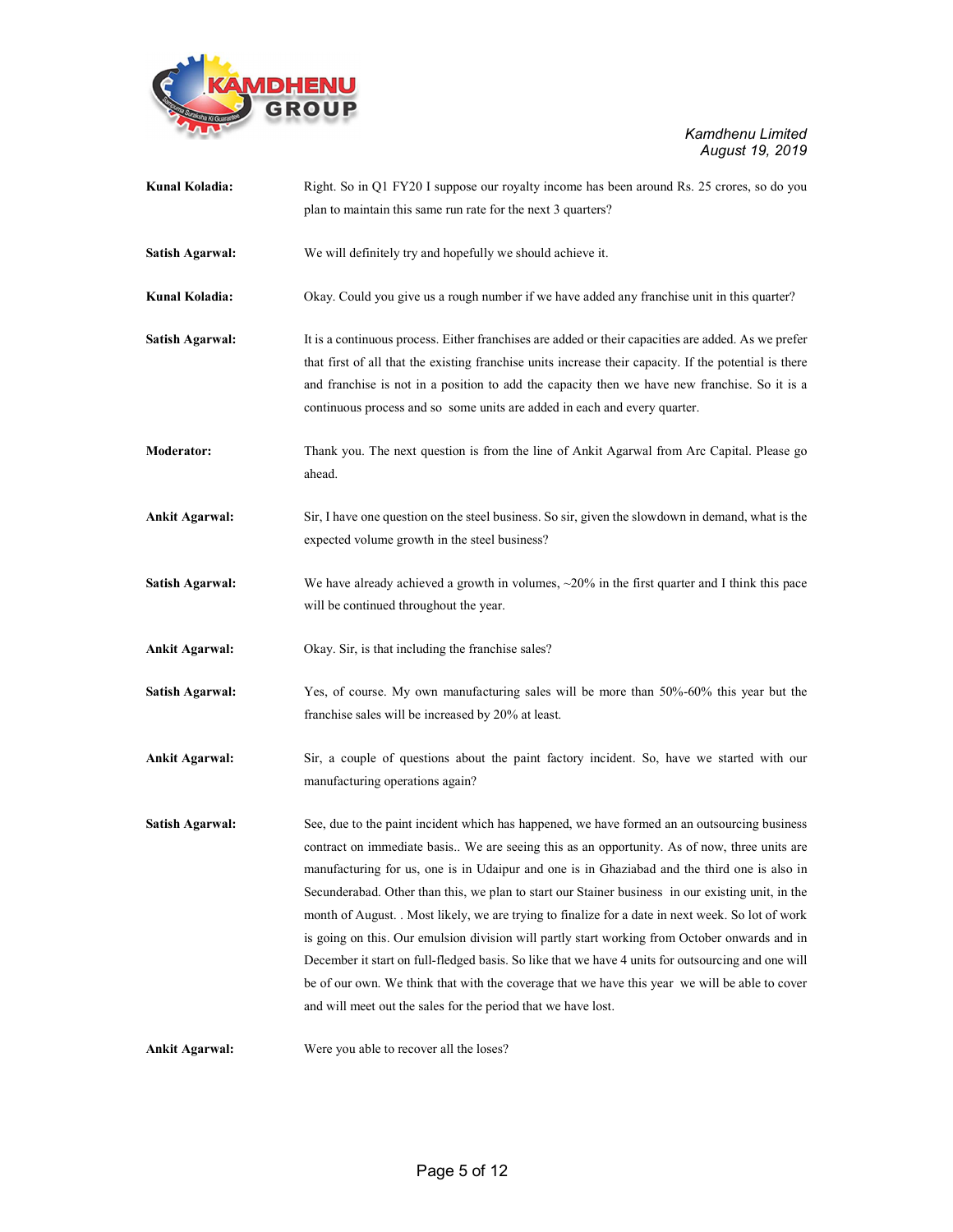**Kunal Koladia:** Right. So in Q1 FY20 I suppose our royalty income has been around Rs. 25 crores, so do you plan to maintain this same run rate for the next 3 quarters?

**Satish Agarwal:** We will definitely try and hopefully we should achieve it.

**Kunal Koladia:** Okay. Could you give us a rough number if we have added any franchise unit in this quarter?

**Satish Agarwal:** It is a continuous process. Either franchises are added or their capacities are added. As we prefer that first of all that the existing franchise units increase their capacity. If the potential is there and franchise is not in a position to add the capacity then we have new franchise. So it is a continuous process and so some units are added in each and every quarter.

**Moderator:** Thank you. The next question is from the line of Ankit Agarwal from Arc Capital. Please go ahead.

**Ankit Agarwal:** Sir, I have one question on the steel business. So sir, given the slowdown in demand, what is the expected volume growth in the steel business?

**Satish Agarwal:** We have already achieved a growth in volumes, ~20% in the first quarter and I think this pace will be continued throughout the year.

**Ankit Agarwal:** Okay. Sir, is that including the franchise sales?

**Satish Agarwal:** Yes, of course. My own manufacturing sales will be more than 50%-60% this year but the franchise sales will be increased by 20% at least.

**Ankit Agarwal:** Sir, a couple of questions about the paint factory incident. So, have we started with our manufacturing operations again?

**Satish Agarwal:** See, due to the paint incident which has happened, we have formed an an outsourcing business contract on immediate basis.. We are seeing this as an opportunity. As of now, three units are manufacturing for us, one is in Udaipur and one is in Ghaziabad and the third one is also in Secunderabad. Other than this, we plan to start our Stainer business in our existing unit, in the month of August. . Most likely, we are trying to finalize for a date in next week. So lot of work is going on this. Our emulsion division will partly start working from October onwards and in December it start on full-fledged basis. So like that we have 4 units for outsourcing and one will be of our own. We think that with the coverage that we have this year we will be able to cover and will meet out the sales for the period that we have lost.

**Ankit Agarwal:** Were you able to recover all the loses?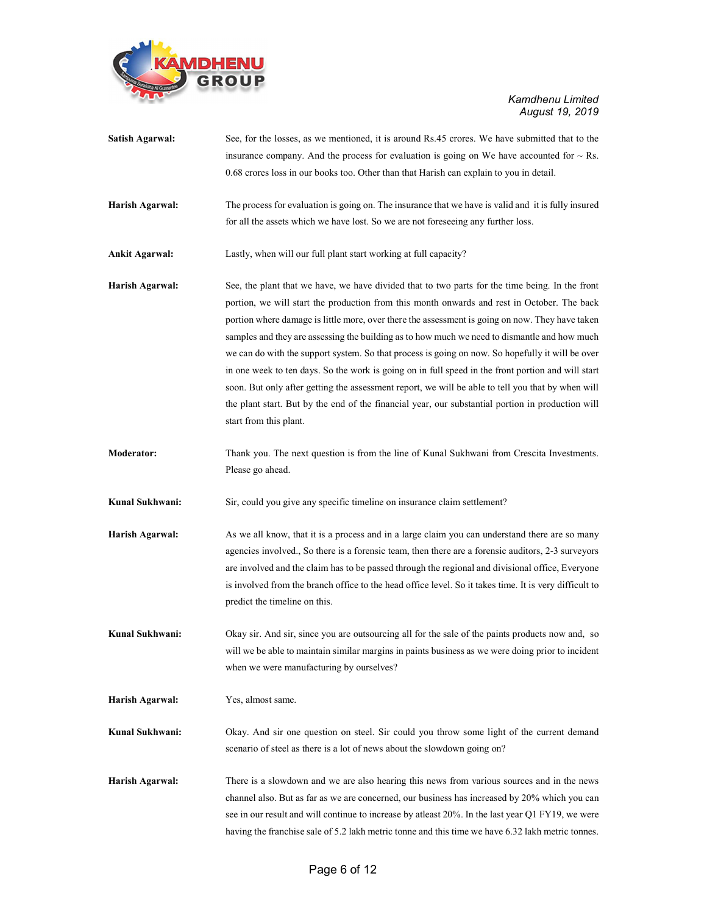**Satish Agarwal:** See, for the losses, as we mentioned, it is around Rs.45 crores. We have submitted that to the insurance company. And the process for evaluation is going on We have accounted for ~ Rs. 0.68 crores loss in our books too. Other than that Harish can explain to you in detail.

**Harish Agarwal:** The process for evaluation is going on. The insurance that we have is valid and it is fully insured for all the assets which we have lost. So we are not foreseeing any further loss.

**Ankit Agarwal:** Lastly, when will our full plant start working at full capacity?

**Harish Agarwal:** See, the plant that we have, we have divided that to two parts for the time being. In the front portion, we will start the production from this month onwards and rest in October. The back portion where damage is little more, over there the assessment is going on now. They have taken samples and they are assessing the building as to how much we need to dismantle and how much we can do with the support system. So that process is going on now. So hopefully it will be over in one week to ten days. So the work is going on in full speed in the front portion and will start soon. But only after getting the assessment report, we will be able to tell you that by when will the plant start. But by the end of the financial year, our substantial portion in production will start from this plant.

**Moderator:** Thank you. The next question is from the line of Kunal Sukhwani from Crescita Investments. Please go ahead.

**Kunal Sukhwani:** Sir, could you give any specific timeline on insurance claim settlement?

**Harish Agarwal:** As we all know, that it is a process and in a large claim you can understand there are so many agencies involved., So there is a forensic team, then there are a forensic auditors, 2-3 surveyors are involved and the claim has to be passed through the regional and divisional office, Everyone is involved from the branch office to the head office level. So it takes time. It is very difficult to predict the timeline on this.

**Kunal Sukhwani:** Okay sir. And sir, since you are outsourcing all for the sale of the paints products now and, so will we be able to maintain similar margins in paints business as we were doing prior to incident when we were manufacturing by ourselves?

**Harish Agarwal:** Yes, almost same.

**Kunal Sukhwani:** Okay. And sir one question on steel. Sir could you throw some light of the current demand scenario of steel as there is a lot of news about the slowdown going on?

**Harish Agarwal:** There is a slowdown and we are also hearing this news from various sources and in the news channel also. But as far as we are concerned, our business has increased by 20% which you can see in our result and will continue to increase by atleast 20%. In the last year Q1 FY19, we were having the franchise sale of 5.2 lakh metric tonne and this time we have 6.32 lakh metric tonnes.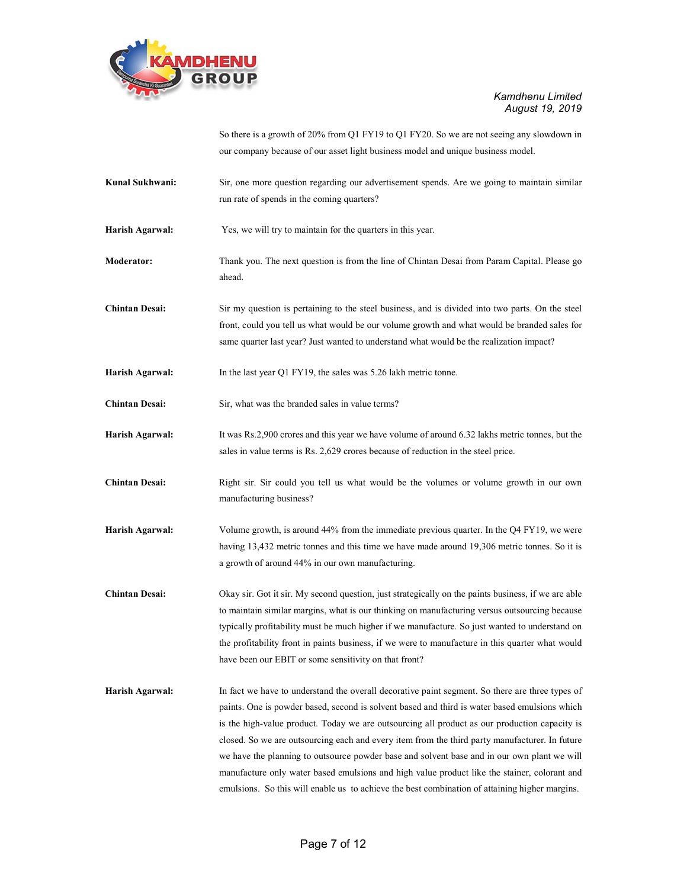So there is a growth of 20% from Q1 FY19 to Q1 FY20. So we are not seeing any slowdown in our company because of our asset light business model and unique business model.

**Kunal Sukhwani:** Sir, one more question regarding our advertisement spends. Are we going to maintain similar run rate of spends in the coming quarters?

**Harish Agarwal:** Yes, we will try to maintain for the quarters in this year.

**Moderator:** Thank you. The next question is from the line of Chintan Desai from Param Capital. Please go ahead.

**Chintan Desai:** Sir my question is pertaining to the steel business, and is divided into two parts. On the steel front, could you tell us what would be our volume growth and what would be branded sales for same quarter last year? Just wanted to understand what would be the realization impact?

**Harish Agarwal:** In the last year Q1 FY19, the sales was 5.26 lakh metric tonne.

**Chintan Desai:** Sir, what was the branded sales in value terms?

**Harish Agarwal:** It was Rs.2,900 crores and this year we have volume of around 6.32 lakhs metric tonnes, but the sales in value terms is Rs. 2,629 crores because of reduction in the steel price.

**Chintan Desai:** Right sir. Sir could you tell us what would be the volumes or volume growth in our own manufacturing business?

**Harish Agarwal:** Volume growth, is around 44% from the immediate previous quarter. In the Q4 FY19, we were having 13,432 metric tonnes and this time we have made around 19,306 metric tonnes. So it is a growth of around 44% in our own manufacturing.

**Chintan Desai:** Okay sir. Got it sir. My second question, just strategically on the paints business, if we are able to maintain similar margins, what is our thinking on manufacturing versus outsourcing because typically profitability must be much higher if we manufacture. So just wanted to understand on the profitability front in paints business, if we were to manufacture in this quarter what would have been our EBIT or some sensitivity on that front?

**Harish Agarwal:** In fact we have to understand the overall decorative paint segment. So there are three types of paints. One is powder based, second is solvent based and third is water based emulsions which is the high-value product. Today we are outsourcing all product as our production capacity is closed. So we are outsourcing each and every item from the third party manufacturer. In future we have the planning to outsource powder base and solvent base and in our own plant we will manufacture only water based emulsions and high value product like the stainer, colorant and emulsions. So this will enable us to achieve the best combination of attaining higher margins.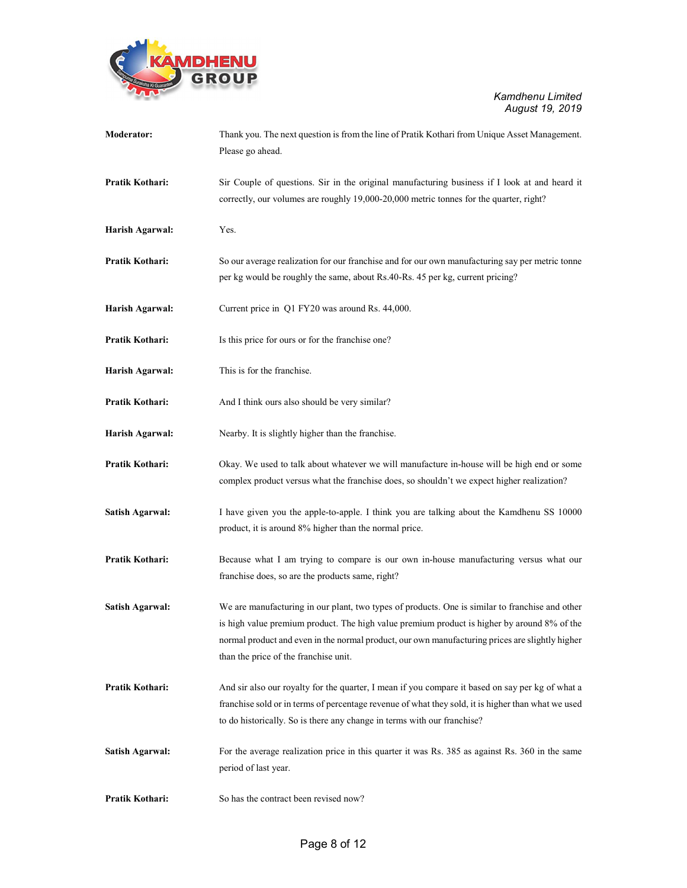**Moderator:** Thank you. The next question is from the line of Pratik Kothari from Unique Asset Management. Please go ahead.

**Pratik Kothari:** Sir Couple of questions. Sir in the original manufacturing business if I look at and heard it correctly, our volumes are roughly 19,000-20,000 metric tonnes for the quarter, right?

**Harish Agarwal:** Yes.

**Pratik Kothari:** So our average realization for our franchise and for our own manufacturing say per metric tonne per kg would be roughly the same, about Rs.40-Rs. 45 per kg, current pricing?

**Harish Agarwal:** Current price in Q1 FY20 was around Rs. 44,000.

**Pratik Kothari:** Is this price for ours or for the franchise one?

**Harish Agarwal:** This is for the franchise.

**Pratik Kothari:** And I think ours also should be very similar?

**Harish Agarwal:** Nearby. It is slightly higher than the franchise.

**Pratik Kothari:** Okay. We used to talk about whatever we will manufacture in-house will be high end or some complex product versus what the franchise does, so shouldn't we expect higher realization?

**Satish Agarwal:** I have given you the apple-to-apple. I think you are talking about the Kamdhenu SS 10000 product, it is around 8% higher than the normal price.

**Pratik Kothari:** Because what I am trying to compare is our own in-house manufacturing versus what our franchise does, so are the products same, right?

**Satish Agarwal:** We are manufacturing in our plant, two types of products. One is similar to franchise and other is high value premium product. The high value premium product is higher by around 8% of the normal product and even in the normal product, our own manufacturing prices are slightly higher than the price of the franchise unit.

**Pratik Kothari:** And sir also our royalty for the quarter, I mean if you compare it based on say per kg of what a franchise sold or in terms of percentage revenue of what they sold, it is higher than what we used to do historically. So is there any change in terms with our franchise?

**Satish Agarwal:** For the average realization price in this quarter it was Rs. 385 as against Rs. 360 in the same period of last year.

**Pratik Kothari:** So has the contract been revised now?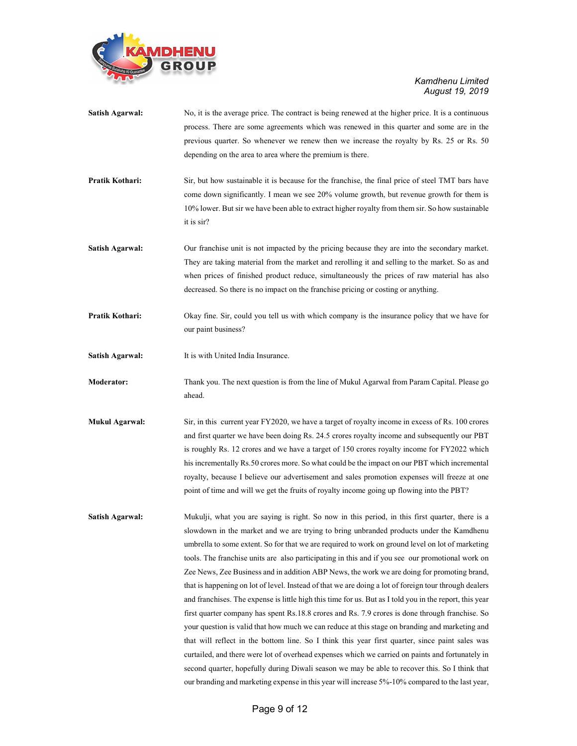**Satish Agarwal:** No, it is the average price. The contract is being renewed at the higher price. It is a continuous process. There are some agreements which was renewed in this quarter and some are in the previous quarter. So whenever we renew then we increase the royalty by Rs. 25 or Rs. 50 depending on the area to area where the premium is there.

**Pratik Kothari:** Sir, but how sustainable it is because for the franchise, the final price of steel TMT bars have come down significantly. I mean we see 20% volume growth, but revenue growth for them is 10% lower. But sir we have been able to extract higher royalty from them sir. So how sustainable it is sir?

**Satish Agarwal:** Our franchise unit is not impacted by the pricing because they are into the secondary market. They are taking material from the market and rerolling it and selling to the market. So as and when prices of finished product reduce, simultaneously the prices of raw material has also decreased. So there is no impact on the franchise pricing or costing or anything.

**Pratik Kothari:** Okay fine. Sir, could you tell us with which company is the insurance policy that we have for our paint business?

**Satish Agarwal:** It is with United India Insurance.

**Moderator:** Thank you. The next question is from the line of Mukul Agarwal from Param Capital. Please go ahead.

**Mukul Agarwal:** Sir, in this current year FY2020, we have a target of royalty income in excess of Rs. 100 crores and first quarter we have been doing Rs. 24.5 crores royalty income and subsequently our PBT is roughly Rs. 12 crores and we have a target of 150 crores royalty income for FY2022 which his incrementally Rs.50 crores more. So what could be the impact on our PBT which incremental royalty, because I believe our advertisement and sales promotion expenses will freeze at one point of time and will we get the fruits of royalty income going up flowing into the PBT?

**Satish Agarwal:** Mukulji, what you are saying is right. So now in this period, in this first quarter, there is a slowdown in the market and we are trying to bring unbranded products under the Kamdhenu umbrella to some extent. So for that we are required to work on ground level on lot of marketing tools. The franchise units are also participating in this and if you see our promotional work on Zee News, Zee Business and in addition ABP News, the work we are doing for promoting brand, that is happening on lot of level. Instead of that we are doing a lot of foreign tour through dealers and franchises. The expense is little high this time for us. But as I told you in the report, this year first quarter company has spent Rs.18.8 crores and Rs. 7.9 crores is done through franchise. So your question is valid that how much we can reduce at this stage on branding and marketing and that will reflect in the bottom line. So I think this year first quarter, since paint sales was curtailed, and there were lot of overhead expenses which we carried on paints and fortunately in second quarter, hopefully during Diwali season we may be able to recover this. So I think that our branding and marketing expense in this year will increase 5%-10% compared to the last year,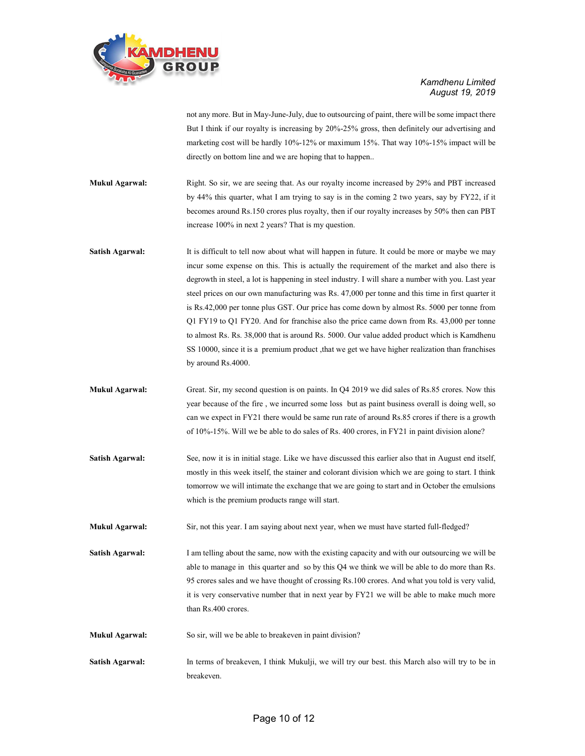not any more. But in May-June-July, due to outsourcing of paint, there will be some impact there But I think if our royalty is increasing by 20%-25% gross, then definitely our advertising and marketing cost will be hardly 10%-12% or maximum 15%. That way 10%-15% impact will be directly on bottom line and we are hoping that to happen..

**Mukul Agarwal:** Right. So sir, we are seeing that. As our royalty income increased by 29% and PBT increased by 44% this quarter, what I am trying to say is in the coming 2 two years, say by FY22, if it becomes around Rs.150 crores plus royalty, then if our royalty increases by 50% then can PBT increase 100% in next 2 years? That is my question.

**Satish Agarwal:** It is difficult to tell now about what will happen in future. It could be more or maybe we may incur some expense on this. This is actually the requirement of the market and also there is degrowth in steel, a lot is happening in steel industry. I will share a number with you. Last year steel prices on our own manufacturing was Rs. 47,000 per tonne and this time in first quarter it is Rs.42,000 per tonne plus GST. Our price has come down by almost Rs. 5000 per tonne from Q1 FY19 to Q1 FY20. And for franchise also the price came down from Rs. 43,000 per tonne to almost Rs. Rs. 38,000 that is around Rs. 5000. Our value added product which is Kamdhenu SS 10000, since it is a premium product ,that we get we have higher realization than franchises by around Rs.4000.

**Mukul Agarwal:** Great. Sir, my second question is on paints. In Q4 2019 we did sales of Rs.85 crores. Now this year because of the fire , we incurred some loss but as paint business overall is doing well, so can we expect in FY21 there would be same run rate of around Rs.85 crores if there is a growth of 10%-15%. Will we be able to do sales of Rs. 400 crores, in FY21 in paint division alone?

**Satish Agarwal:** See, now it is in initial stage. Like we have discussed this earlier also that in August end itself, mostly in this week itself, the stainer and colorant division which we are going to start. I think tomorrow we will intimate the exchange that we are going to start and in October the emulsions which is the premium products range will start.

**Mukul Agarwal:** Sir, not this year. I am saying about next year, when we must have started full-fledged?

**Satish Agarwal:** I am telling about the same, now with the existing capacity and with our outsourcing we will be able to manage in this quarter and so by this Q4 we think we will be able to do more than Rs. 95 crores sales and we have thought of crossing Rs.100 crores. And what you told is very valid, it is very conservative number that in next year by FY21 we will be able to make much more than Rs.400 crores.

**Mukul Agarwal:** So sir, will we be able to breakeven in paint division?

**Satish Agarwal:** In terms of breakeven, I think Mukulji, we will try our best. this March also will try to be in breakeven.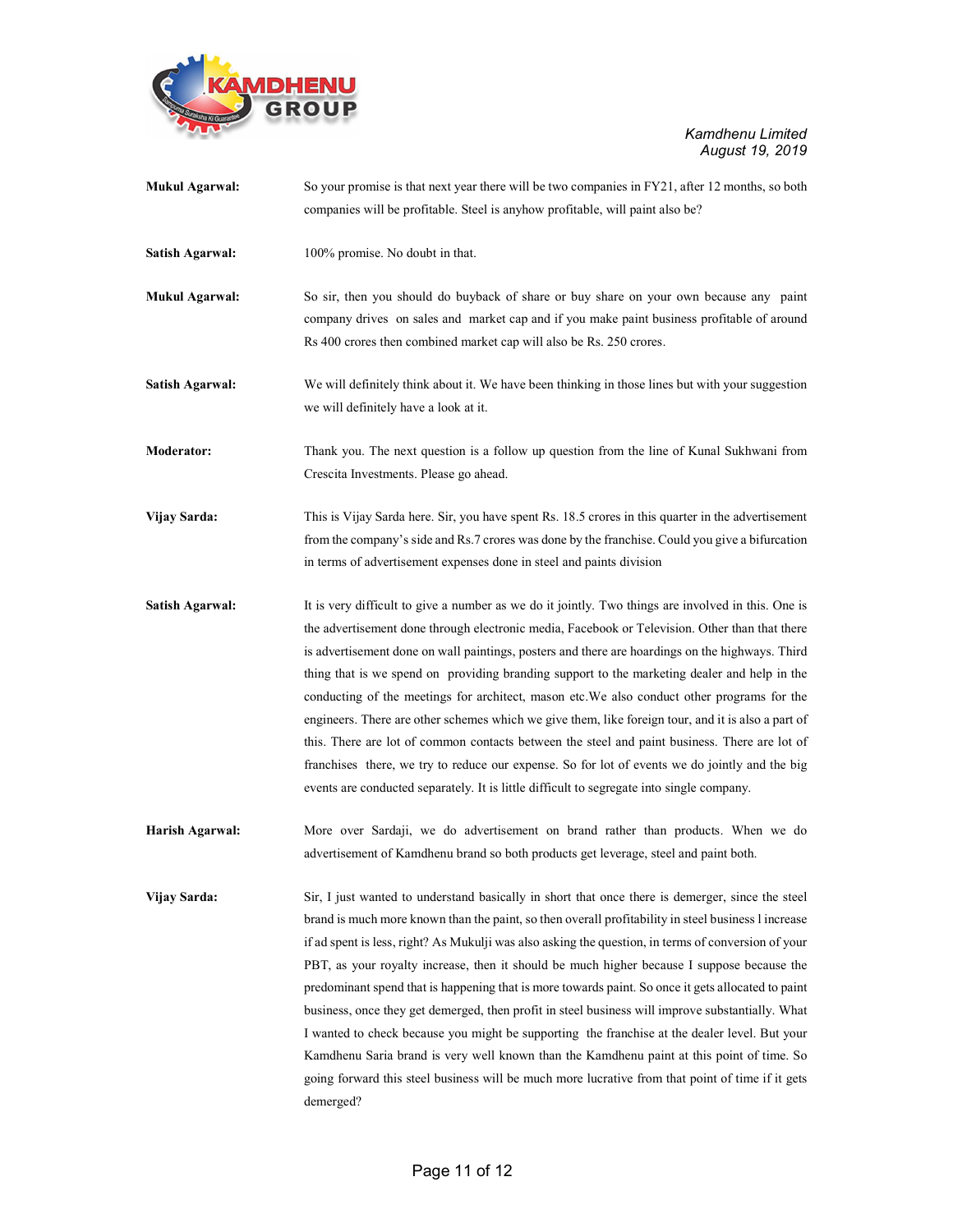**Mukul Agarwal:** So your promise is that next year there will be two companies in FY21, after 12 months, so both companies will be profitable. Steel is anyhow profitable, will paint also be?

**Satish Agarwal:** 100% promise. No doubt in that.

**Mukul Agarwal:** So sir, then you should do buyback of share or buy share on your own because any paint company drives on sales and market cap and if you make paint business profitable of around Rs 400 crores then combined market cap will also be Rs. 250 crores.

**Satish Agarwal:** We will definitely think about it. We have been thinking in those lines but with your suggestion we will definitely have a look at it.

**Moderator:** Thank you. The next question is a follow up question from the line of Kunal Sukhwani from Crescita Investments. Please go ahead.

**Vijay Sarda:** This is Vijay Sarda here. Sir, you have spent Rs. 18.5 crores in this quarter in the advertisement from the company's side and Rs.7 crores was done by the franchise. Could you give a bifurcation in terms of advertisement expenses done in steel and paints division

**Satish Agarwal:** It is very difficult to give a number as we do it jointly. Two things are involved in this. One is the advertisement done through electronic media, Facebook or Television. Other than that there is advertisement done on wall paintings, posters and there are hoardings on the highways. Third thing that is we spend on providing branding support to the marketing dealer and help in the conducting of the meetings for architect, mason etc.We also conduct other programs for the engineers. There are other schemes which we give them, like foreign tour, and it is also a part of this. There are lot of common contacts between the steel and paint business. There are lot of franchises there, we try to reduce our expense. So for lot of events we do jointly and the big events are conducted separately. It is little difficult to segregate into single company.

**Harish Agarwal:** More over Sardaji, we do advertisement on brand rather than products. When we do advertisement of Kamdhenu brand so both products get leverage, steel and paint both.

**Vijay Sarda:** Sir, I just wanted to understand basically in short that once there is demerger, since the steel brand is much more known than the paint, so then overall profitability in steel business l increase if ad spent is less, right? As Mukulji was also asking the question, in terms of conversion of your PBT, as your royalty increase, then it should be much higher because I suppose because the predominant spend that is happening that is more towards paint. So once it gets allocated to paint business, once they get demerged, then profit in steel business will improve substantially. What I wanted to check because you might be supporting the franchise at the dealer level. But your Kamdhenu Saria brand is very well known than the Kamdhenu paint at this point of time. So going forward this steel business will be much more lucrative from that point of time if it gets demerged?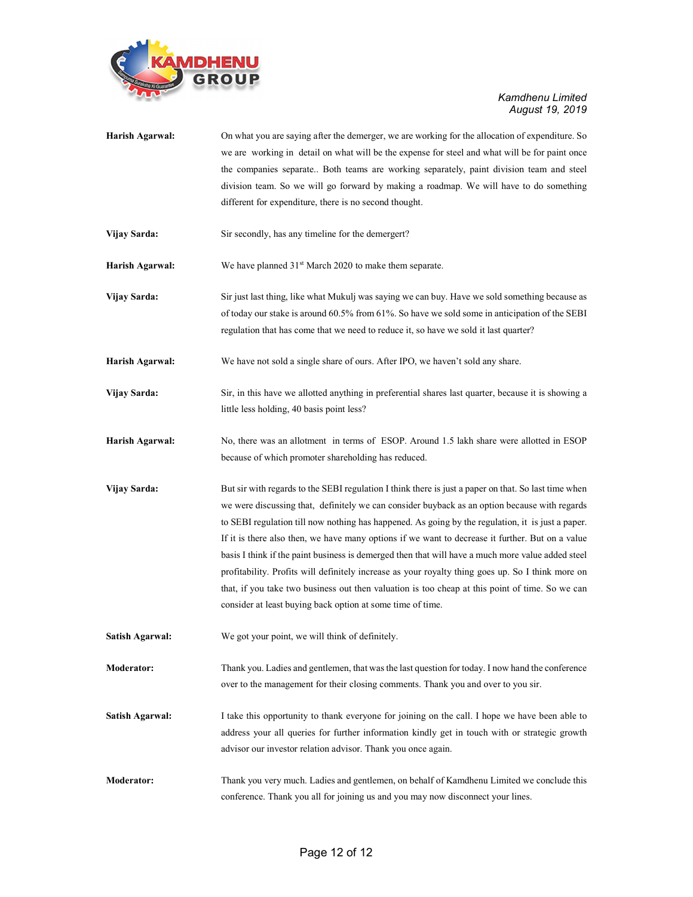**Harish Agarwal:** On what you are saying after the demerger, we are working for the allocation of expenditure. So we are working in detail on what will be the expense for steel and what will be for paint once the companies separate.. Both teams are working separately, paint division team and steel division team. So we will go forward by making a roadmap. We will have to do something different for expenditure, there is no second thought.

**Vijay Sarda:** Sir secondly, has any timeline for the demergert?

**Harish Agarwal:** We have planned 31st March 2020 to make them separate.

**Vijay Sarda:** Sir just last thing, like what Mukulj was saying we can buy. Have we sold something because as of today our stake is around 60.5% from 61%. So have we sold some in anticipation of the SEBI regulation that has come that we need to reduce it, so have we sold it last quarter?

**Harish Agarwal:** We have not sold a single share of ours. After IPO, we haven't sold any share.

**Vijay Sarda:** Sir, in this have we allotted anything in preferential shares last quarter, because it is showing a little less holding, 40 basis point less?

**Harish Agarwal:** No, there was an allotment in terms of ESOP. Around 1.5 lakh share were allotted in ESOP because of which promoter shareholding has reduced.

**Vijay Sarda:** But sir with regards to the SEBI regulation I think there is just a paper on that. So last time when we were discussing that, definitely we can consider buyback as an option because with regards to SEBI regulation till now nothing has happened. As going by the regulation, it is just a paper. If it is there also then, we have many options if we want to decrease it further. But on a value basis I think if the paint business is demerged then that will have a much more value added steel profitability. Profits will definitely increase as your royalty thing goes up. So I think more on that, if you take two business out then valuation is too cheap at this point of time. So we can consider at least buying back option at some time of time.

**Satish Agarwal:** We got your point, we will think of definitely.

**Moderator:** Thank you. Ladies and gentlemen, that was the last question for today. I now hand the conference over to the management for their closing comments. Thank you and over to you sir.

**Satish Agarwal:** I take this opportunity to thank everyone for joining on the call. I hope we have been able to address your all queries for further information kindly get in touch with or strategic growth advisor our investor relation advisor. Thank you once again.

**Moderator:** Thank you very much. Ladies and gentlemen, on behalf of Kamdhenu Limited we conclude this conference. Thank you all for joining us and you may now disconnect your lines.